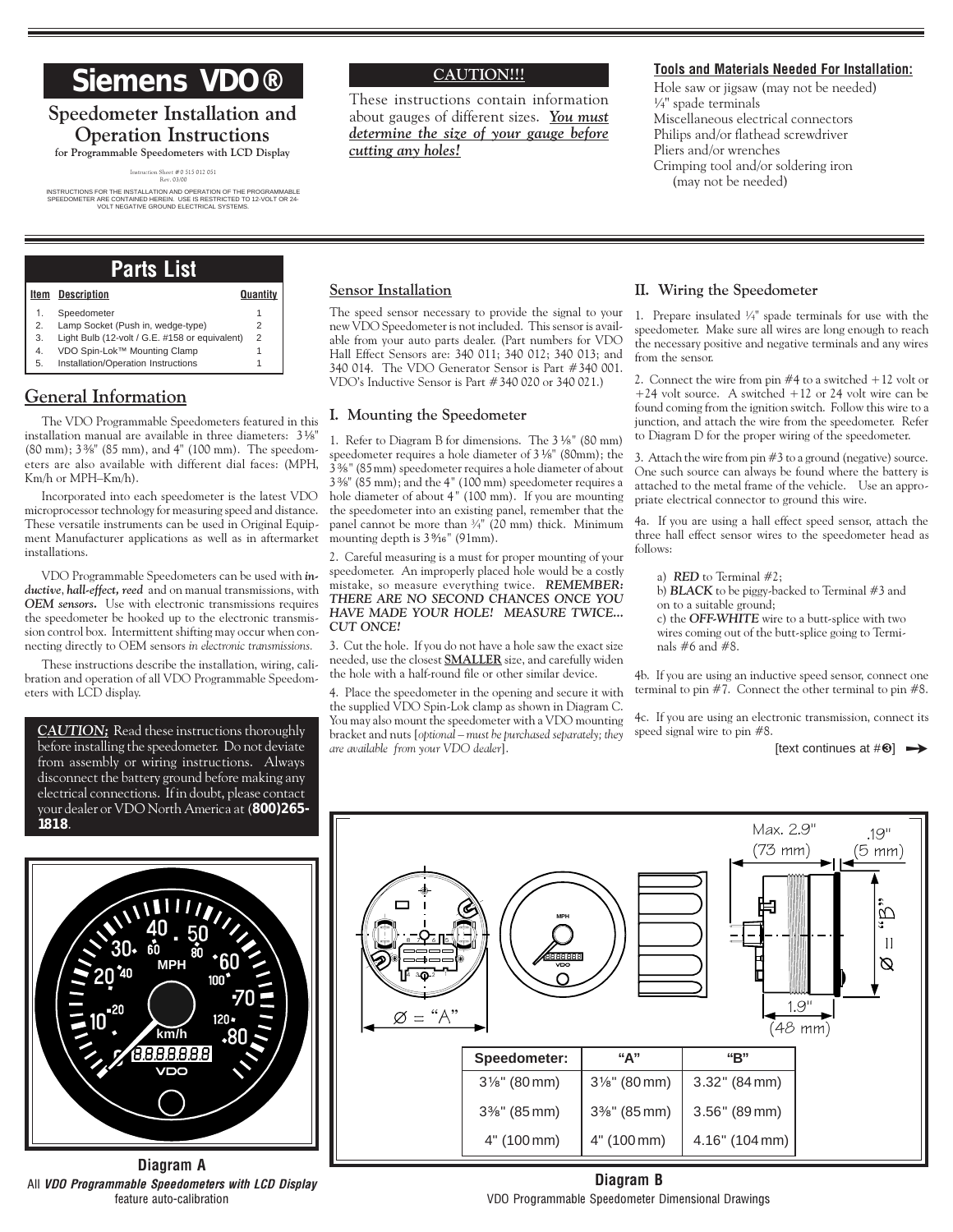# Siemens VDO®

## Speedometer Installation and Operation Instructions

**for Programmable Speedometers with LCD Display**

Instruction Sheet # 0 515 012 051
Rev. 03/00

INSTRUCTIONS FOR THE INSTALLATION AND OPERATION OF THE PROGRAMMABLE SPEEDOMETER ARE CONTAINED HEREIN. USE IS RESTRICTED TO 12-VOLT OR 24-VOLT NEGATIVE GROUND ELECTRICAL SYSTEMS.

**CAUTION!!!**

These instructions contain information about gauges of different sizes. ***You must determine the size of your gauge before cutting any holes!***

**Tools and Materials Needed For Installation:**

Hole saw or jigsaw (may not be needed)
¼" spade terminals
Miscellaneous electrical connectors
Philips and/or flathead screwdriver
Pliers and/or wrenches
Crimping tool and/or soldering iron (may not be needed)

## Parts List

| Item | Description | Quantity |
|---|---|---|
| 1. | Speedometer | 1 |
| 2. | Lamp Socket (Push in, wedge-type) | 2 |
| 3. | Light Bulb (12-volt / G.E. #158 or equivalent) | 2 |
| 4. | VDO Spin-Lok™ Mounting Clamp | 1 |
| 5. | Installation/Operation Instructions | 1 |

## General Information

The VDO Programmable Speedometers featured in this installation manual are available in three diameters: 3⅛" (80 mm); 3⅜" (85 mm), and 4" (100 mm). The speedometers are also available with different dial faces: (MPH, Km/h or MPH–Km/h).

Incorporated into each speedometer is the latest VDO microprocessor technology for measuring speed and distance. These versatile instruments can be used in Original Equipment Manufacturer applications as well as in aftermarket installations.

VDO Programmable Speedometers can be used with ***inductive, hall-effect, reed*** and on manual transmissions, with ***OEM sensors.*** Use with electronic transmissions requires the speedometer be hooked up to the electronic transmission control box. Intermittent shifting may occur when connecting directly to OEM sensors *in electronic transmissions.*

These instructions describe the installation, wiring, calibration and operation of all VDO Programmable Speedometers with LCD display.

***CAUTION:*** Read these instructions thoroughly before installing the speedometer. Do not deviate from assembly or wiring instructions. Always disconnect the battery ground before making any electrical connections. If in doubt, please contact your dealer or VDO North America at (**800)265-1818**.

**Diagram A**
All ***VDO Programmable Speedometers with LCD Display*** feature auto-calibration

## Sensor Installation

The speed sensor necessary to provide the signal to your new VDO Speedometer is not included. This sensor is available from your auto parts dealer. (Part numbers for VDO Hall Effect Sensors are: 340 011; 340 012; 340 013; and 340 014. The VDO Generator Sensor is Part #340 001. VDO's Inductive Sensor is Part #340 020 or 340 021.)

## I. Mounting the Speedometer

1. Refer to Diagram B for dimensions. The 3⅛" (80 mm) speedometer requires a hole diameter of 3⅛" (80mm); the 3⅜" (85mm) speedometer requires a hole diameter of about 3⅜" (85 mm); and the 4" (100 mm) speedometer requires a hole diameter of about 4" (100 mm). If you are mounting the speedometer into an existing panel, remember that the panel cannot be more than ¾" (20 mm) thick. Minimum mounting depth is 3⁹⁄₁₆" (91mm).

2. Careful measuring is a must for proper mounting of your speedometer. An improperly placed hole would be a costly mistake, so measure everything twice. ***REMEMBER: THERE ARE NO SECOND CHANCES ONCE YOU HAVE MADE YOUR HOLE! MEASURE TWICE... CUT ONCE!***

3. Cut the hole. If you do not have a hole saw the exact size needed, use the closest **SMALLER** size, and carefully widen the hole with a half-round file or other similar device.

4. Place the speedometer in the opening and secure it with the supplied VDO Spin-Lok clamp as shown in Diagram C. You may also mount the speedometer with a VDO mounting bracket and nuts [*optional – must be purchased separately; they are available from your VDO dealer*].

## II. Wiring the Speedometer

1. Prepare insulated ¼" spade terminals for use with the speedometer. Make sure all wires are long enough to reach the necessary positive and negative terminals and any wires from the sensor.

2. Connect the wire from pin #4 to a switched +12 volt or +24 volt source. A switched +12 or 24 volt wire can be found coming from the ignition switch. Follow this wire to a junction, and attach the wire from the speedometer. Refer to Diagram D for the proper wiring of the speedometer.

3. Attach the wire from pin #3 to a ground (negative) source. One such source can always be found where the battery is attached to the metal frame of the vehicle. Use an appropriate electrical connector to ground this wire.

4a. If you are using a hall effect speed sensor, attach the three hall effect sensor wires to the speedometer head as follows:

a) ***RED*** to Terminal #2;
b) ***BLACK*** to be piggy-backed to Terminal #3 and on to a suitable ground;
c) the ***OFF-WHITE*** wire to a butt-splice with two wires coming out of the butt-splice going to Terminals #6 and #8.

4b. If you are using an inductive speed sensor, connect one terminal to pin #7. Connect the other terminal to pin #8.

4c. If you are using an electronic transmission, connect its speed signal wire to pin #8.

[text continues at #❸] ➞

Max. 2.9" (73 mm) — .19" (5 mm) — Ø = "A" — "B" = Ø — 1.9" (48 mm)

| Speedometer: | "A" | "B" |
|---|---|---|
| 3⅛" (80 mm) | 3⅛" (80 mm) | 3.32" (84 mm) |
| 3⅜" (85 mm) | 3⅜" (85 mm) | 3.56" (89 mm) |
| 4" (100 mm) | 4" (100 mm) | 4.16" (104 mm) |

**Diagram B**
VDO Programmable Speedometer Dimensional Drawings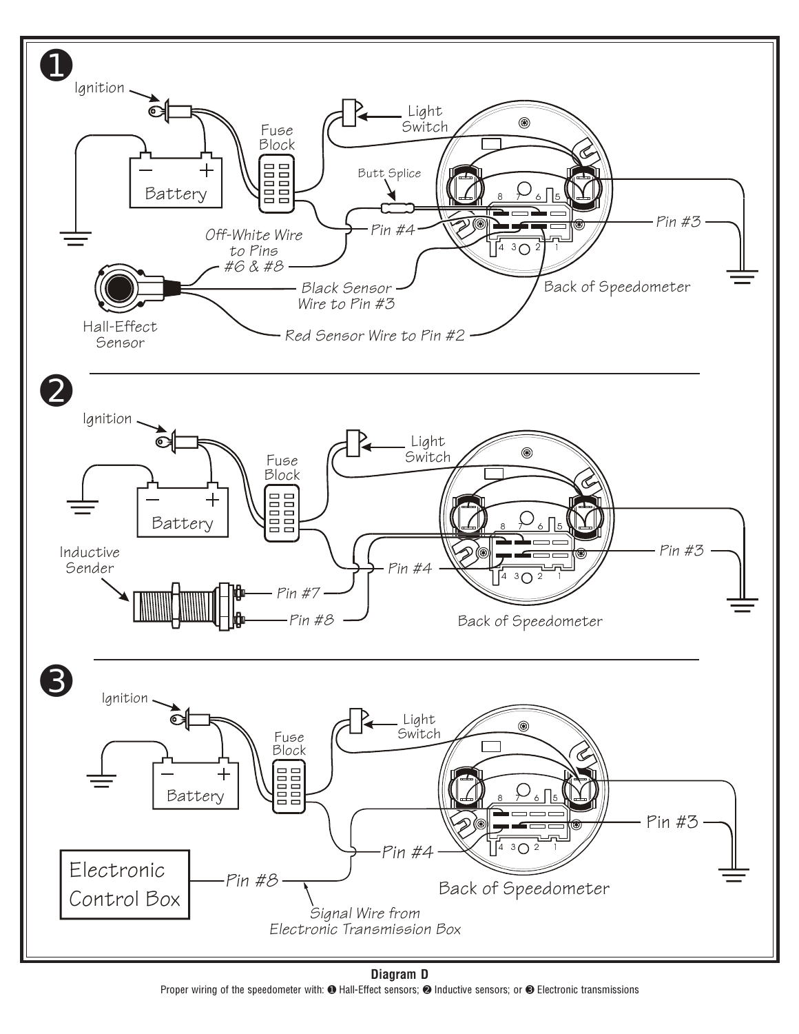**Diagram D**

Proper wiring of the speedometer with: ❶ Hall-Effect sensors; ❷ Inductive sensors; or ❸ Electronic transmissions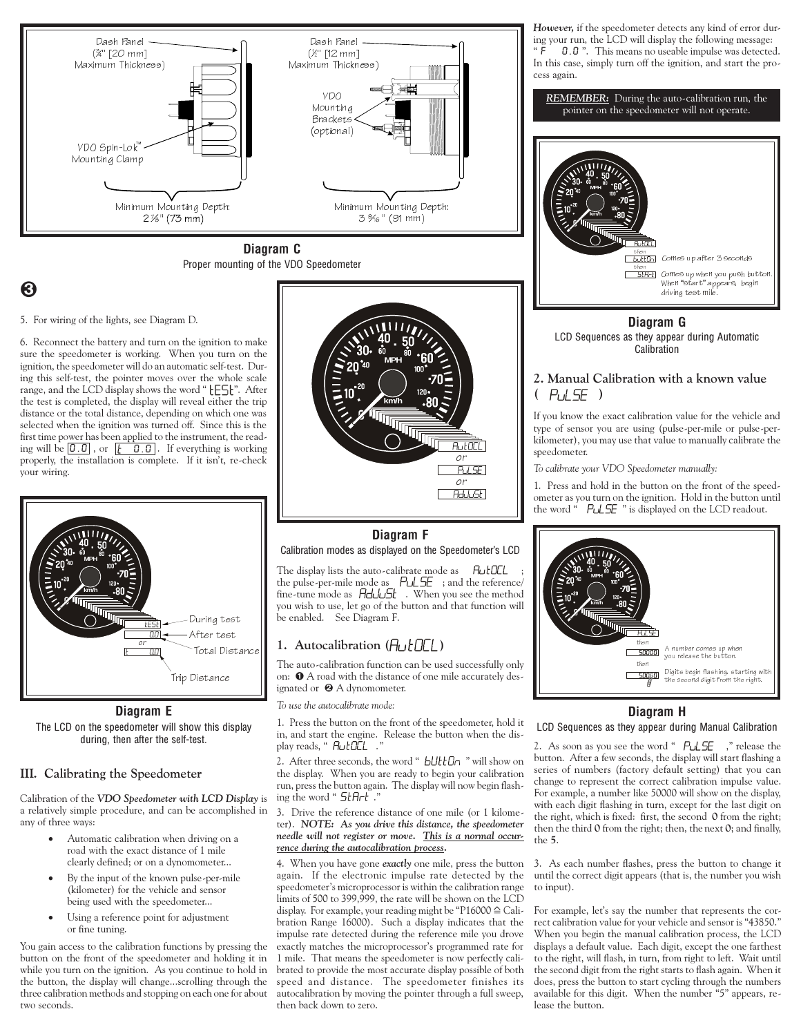**Diagram C**
Proper mounting of the VDO Speedometer

❸

5. For wiring of the lights, see Diagram D.

6. Reconnect the battery and turn on the ignition to make sure the speedometer is working. When you turn on the ignition, the speedometer will do an automatic self-test. During this self-test, the pointer moves over the whole scale range, and the LCD display shows the word "tESt". After the test is completed, the display will reveal either the trip distance or the total distance, depending on which one was selected when the ignition was turned off. Since this is the first time power has been applied to the instrument, the reading will be 0.0, or t 0.0. If everything is working properly, the installation is complete. If it isn't, re-check your wiring.

**Diagram E**
The LCD on the speedometer will show this display during, then after the self-test.

## III. Calibrating the Speedometer

Calibration of the ***VDO Speedometer with LCD Display*** is a relatively simple procedure, and can be accomplished in any of three ways:

- Automatic calibration when driving on a road with the exact distance of 1 mile clearly defined; or on a dynomometer...
- By the input of the known pulse-per-mile (kilometer) for the vehicle and sensor being used with the speedometer...
- Using a reference point for adjustment or fine tuning.

You gain access to the calibration functions by pressing the button on the front of the speedometer and holding it in while you turn on the ignition. As you continue to hold in the button, the display will change...scrolling through the three calibration methods and stopping on each one for about two seconds.

**Diagram F**
Calibration modes as displayed on the Speedometer's LCD

The display lists the auto-calibrate mode as AutOCL; the pulse-per-mile mode as PuLSE; and the reference/fine-tune mode as AdJuSt. When you see the method you wish to use, let go of the button and that function will be enabled. See Diagram F.

### 1. Autocalibration (AutOCL)

The auto-calibration function can be used successfully only on: ❶ A road with the distance of one mile accurately designated or ❷ A dynomometer.

*To use the autocalibrate mode:*

1. Press the button on the front of the speedometer, hold it in, and start the engine. Release the button when the display reads, "AutOCL."

2. After three seconds, the word "bUttOn" will show on the display. When you are ready to begin your calibration run, press the button again. The display will now begin flashing the word "StArt."

3. Drive the reference distance of one mile (or 1 kilometer). ***NOTE: As you drive this distance, the speedometer needle will not register or move. <u>This is a normal occurrence during the autocalibration process</u>.***

4. When you have gone ***exactly*** one mile, press the button again. If the electronic impulse rate detected by the speedometer's microprocessor is within the calibration range limits of 500 to 399,999, the rate will be shown on the LCD display. For example, your reading might be "P16000 ≙ Calibration Range 16000). Such a display indicates that the impulse rate detected during the reference mile you drove exactly matches the microprocessor's programmed rate for 1 mile. That means the speedometer is now perfectly calibrated to provide the most accurate display possible of both speed and distance. The speedometer finishes its autocalibration by moving the pointer through a full sweep, then back down to zero.

***However,*** if the speedometer detects any kind of error during your run, the LCD will display the following message: "F 0.0". This means no useable impulse was detected. In this case, simply turn off the ignition, and start the process again.

***REMEMBER:*** During the auto-calibration run, the pointer on the speedometer will not operate.

**Diagram G**
LCD Sequences as they appear during Automatic Calibration

### 2. Manual Calibration with a known value (PuLSE)

If you know the exact calibration value for the vehicle and type of sensor you are using (pulse-per-mile or pulse-per-kilometer), you may use that value to manually calibrate the speedometer.

*To calibrate your VDO Speedometer manually:*

1. Press and hold in the button on the front of the speedometer as you turn on the ignition. Hold in the button until the word "PuLSE" is displayed on the LCD readout.

**Diagram H**
LCD Sequences as they appear during Manual Calibration

2. As soon as you see the word "PuLSE," release the button. After a few seconds, the display will start flashing a series of numbers (factory default setting) that you can change to represent the correct calibration impulse value. For example, a number like 50000 will show on the display, with each digit flashing in turn, except for the last digit on the right, which is fixed: first, the second 0 from the right; then the third 0 from the right; then, the next 0; and finally, the 5.

3. As each number flashes, press the button to change it until the correct digit appears (that is, the number you wish to input).

For example, let's say the number that represents the correct calibration value for your vehicle and sensor is "43850." When you begin the manual calibration process, the LCD displays a default value. Each digit, except the one farthest to the right, will flash, in turn, from right to left. Wait until the second digit from the right starts to flash again. When it does, press the button to start cycling through the numbers available for this digit. When the number "5" appears, release the button.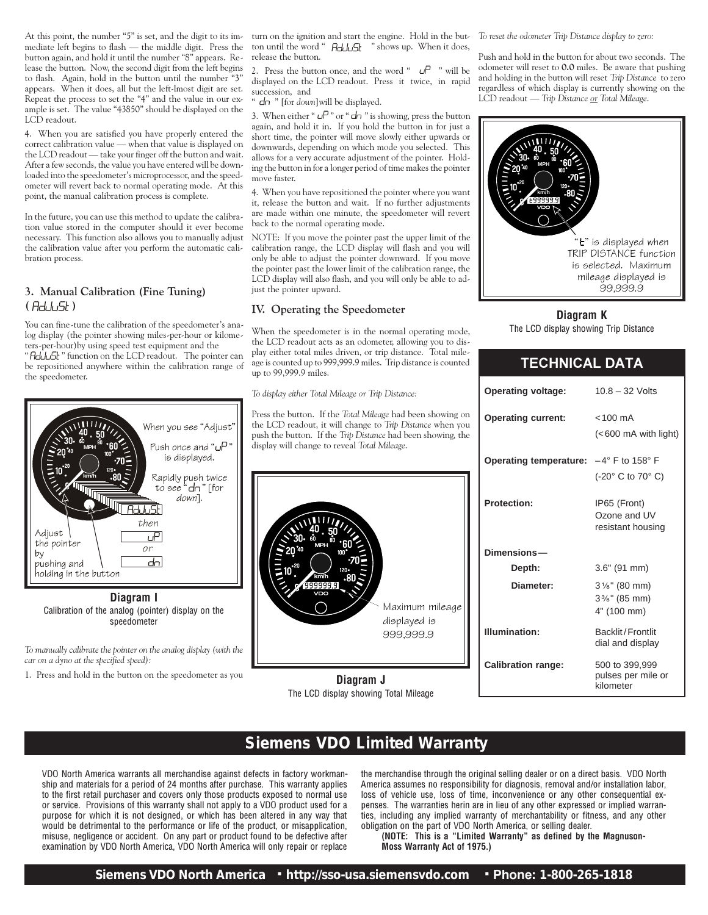At this point, the number "5" is set, and the digit to its immediate left begins to flash — the middle digit. Press the button again, and hold it until the number "8" appears. Release the button. Now, the second digit from the left begins to flash. Again, hold in the button until the number "3" appears. When it does, all but the left-lmost digit are set. Repeat the process to set the "4" and the value in our example is set. The value "43850" should be displayed on the LCD readout.

4. When you are satisfied you have properly entered the correct calibration value — when that value is displayed on the LCD readout — take your finger off the button and wait. After a few seconds, the value you have entered will be downloaded into the speedometer's microprocessor, and the speedometer will revert back to normal operating mode. At this point, the manual calibration process is complete.

In the future, you can use this method to update the calibration value stored in the computer should it ever become necessary. This function also allows you to manually adjust the calibration value after you perform the automatic calibration process.

### 3. Manual Calibration (Fine Tuning) (AdJuSt)

You can fine-tune the calibration of the speedometer's analog display (the pointer showing miles-per-hour or kilometers-per-hour)by using speed test equipment and the "AdJuSt" function on the LCD readout. The pointer can be repositioned anywhere within the calibration range of the speedometer.

When you see "Adjust"

Push once and "uP" is displayed.

Rapidly push twice to see "dn" [for down].

AdJuSt

then

uP

or

dn

Adjust the pointer by pushing and holding in the button

**Diagram I**
Calibration of the analog (pointer) display on the speedometer

*To manually calibrate the pointer on the analog display (with the car on a dyno at the specified speed):*

1. Press and hold in the button on the speedometer as you turn on the ignition and start the engine. Hold in the button until the word "AdJuSt" shows up. When it does, release the button.

2. Press the button once, and the word "uP" will be displayed on the LCD readout. Press it twice, in rapid succession, and "dn" [for *down*]will be displayed.

3. When either "uP" or "dn" is showing, press the button again, and hold it in. If you hold the button in for just a short time, the pointer will move slowly either upwards or downwards, depending on which mode you selected. This allows for a very accurate adjustment of the pointer. Holding the button in for a longer period of time makes the pointer move faster.

4. When you have repositioned the pointer where you want it, release the button and wait. If no further adjustments are made within one minute, the speedometer will revert back to the normal operating mode.

NOTE: If you move the pointer past the upper limit of the calibration range, the LCD display will flash and you will only be able to adjust the pointer downward. If you move the pointer past the lower limit of the calibration range, the LCD display will also flash, and you will only be able to adjust the pointer upward.

## IV. Operating the Speedometer

When the speedometer is in the normal operating mode, the LCD readout acts as an odometer, allowing you to display either total miles driven, or trip distance. Total mileage is counted up to 999,999.9 miles. Trip distance is counted up to 99,999.9 miles.

*To display either Total Mileage or Trip Distance:*

Press the button. If the *Total Mileage* had been showing on the LCD readout, it will change to *Trip Distance* when you push the button. If the *Trip Distance* had been showing, the display will change to reveal *Total Mileage*.

999999.9

Maximum mileage displayed is 999,999.9

**Diagram J**
The LCD display showing Total Mileage

*To reset the odometer Trip Distance display to zero:*

Push and hold in the button for about two seconds. The odometer will reset to 0.0 miles. Be aware that pushing and holding in the button will reset *Trip Distance* to zero regardless of which display is currently showing on the LCD readout — *Trip Distance or Total Mileage*.

t99999.9

"t" is displayed when TRIP DISTANCE function is selected. Maximum mileage displayed is 99,999.9

**Diagram K**
The LCD display showing Trip Distance

## TECHNICAL DATA

| | |
|---|---|
| **Operating voltage:** | 10.8 – 32 Volts |
| **Operating current:** | <100 mA (<600 mA with light) |
| **Operating temperature:** | –4° F to 158° F (-20° C to 70° C) |
| **Protection:** | IP65 (Front) Ozone and UV resistant housing |
| **Dimensions—** | |
| **Depth:** | 3.6" (91 mm) |
| **Diameter:** | 3⅛" (80 mm) 3⅜" (85 mm) 4" (100 mm) |
| **Illumination:** | Backlit/Frontlit dial and display |
| **Calibration range:** | 500 to 399,999 pulses per mile or kilometer |

## Siemens VDO Limited Warranty

VDO North America warrants all merchandise against defects in factory workmanship and materials for a period of 24 months after purchase. This warranty applies to the first retail purchaser and covers only those products exposed to normal use or service. Provisions of this warranty shall not apply to a VDO product used for a purpose for which it is not designed, or which has been altered in any way that would be detrimental to the performance or life of the product, or misapplication, misuse, negligence or accident. On any part or product found to be defective after examination by VDO North America, VDO North America will only repair or replace the merchandise through the original selling dealer or on a direct basis. VDO North America assumes no responsibility for diagnosis, removal and/or installation labor, loss of vehicle use, loss of time, inconvenience or any other consequential expenses. The warranties herin are in lieu of any other expressed or implied warranties, including any implied warranty of merchantability or fitness, and any other obligation on the part of VDO North America, or selling dealer.

**(NOTE: This is a "Limited Warranty" as defined by the Magnuson-Moss Warranty Act of 1975.)**

**Siemens VDO North America ▪ http://sso-usa.siemensvdo.com ▪ Phone: 1-800-265-1818**